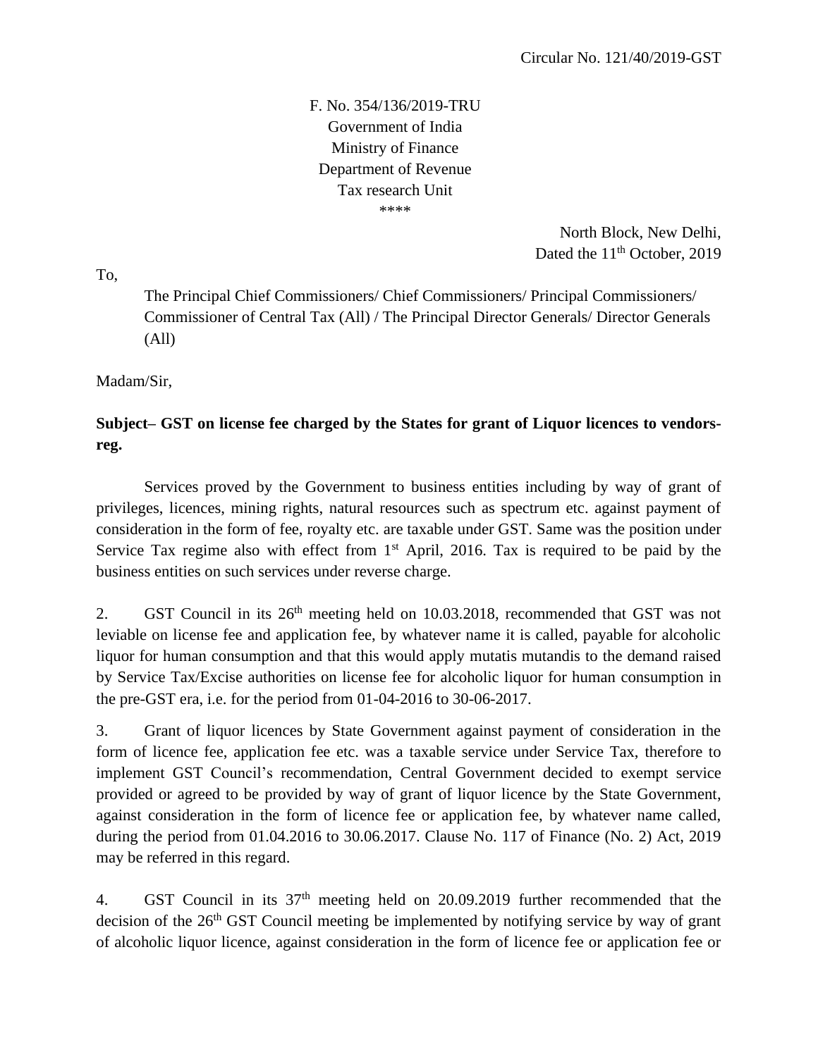Circular No. 121/40/2019-GST

F. No. 354/136/2019-TRU
Government of India
Ministry of Finance
Department of Revenue
Tax research Unit
\*\*\*\*

North Block, New Delhi,
Dated the 11th October, 2019

To,

The Principal Chief Commissioners/ Chief Commissioners/ Principal Commissioners/ Commissioner of Central Tax (All) / The Principal Director Generals/ Director Generals (All)

Madam/Sir,

**Subject– GST on license fee charged by the States for grant of Liquor licences to vendors-reg.**

Services proved by the Government to business entities including by way of grant of privileges, licences, mining rights, natural resources such as spectrum etc. against payment of consideration in the form of fee, royalty etc. are taxable under GST. Same was the position under Service Tax regime also with effect from 1st April, 2016. Tax is required to be paid by the business entities on such services under reverse charge.

2. GST Council in its 26th meeting held on 10.03.2018, recommended that GST was not leviable on license fee and application fee, by whatever name it is called, payable for alcoholic liquor for human consumption and that this would apply mutatis mutandis to the demand raised by Service Tax/Excise authorities on license fee for alcoholic liquor for human consumption in the pre-GST era, i.e. for the period from 01-04-2016 to 30-06-2017.

3. Grant of liquor licences by State Government against payment of consideration in the form of licence fee, application fee etc. was a taxable service under Service Tax, therefore to implement GST Council's recommendation, Central Government decided to exempt service provided or agreed to be provided by way of grant of liquor licence by the State Government, against consideration in the form of licence fee or application fee, by whatever name called, during the period from 01.04.2016 to 30.06.2017. Clause No. 117 of Finance (No. 2) Act, 2019 may be referred in this regard.

4. GST Council in its 37th meeting held on 20.09.2019 further recommended that the decision of the 26th GST Council meeting be implemented by notifying service by way of grant of alcoholic liquor licence, against consideration in the form of licence fee or application fee or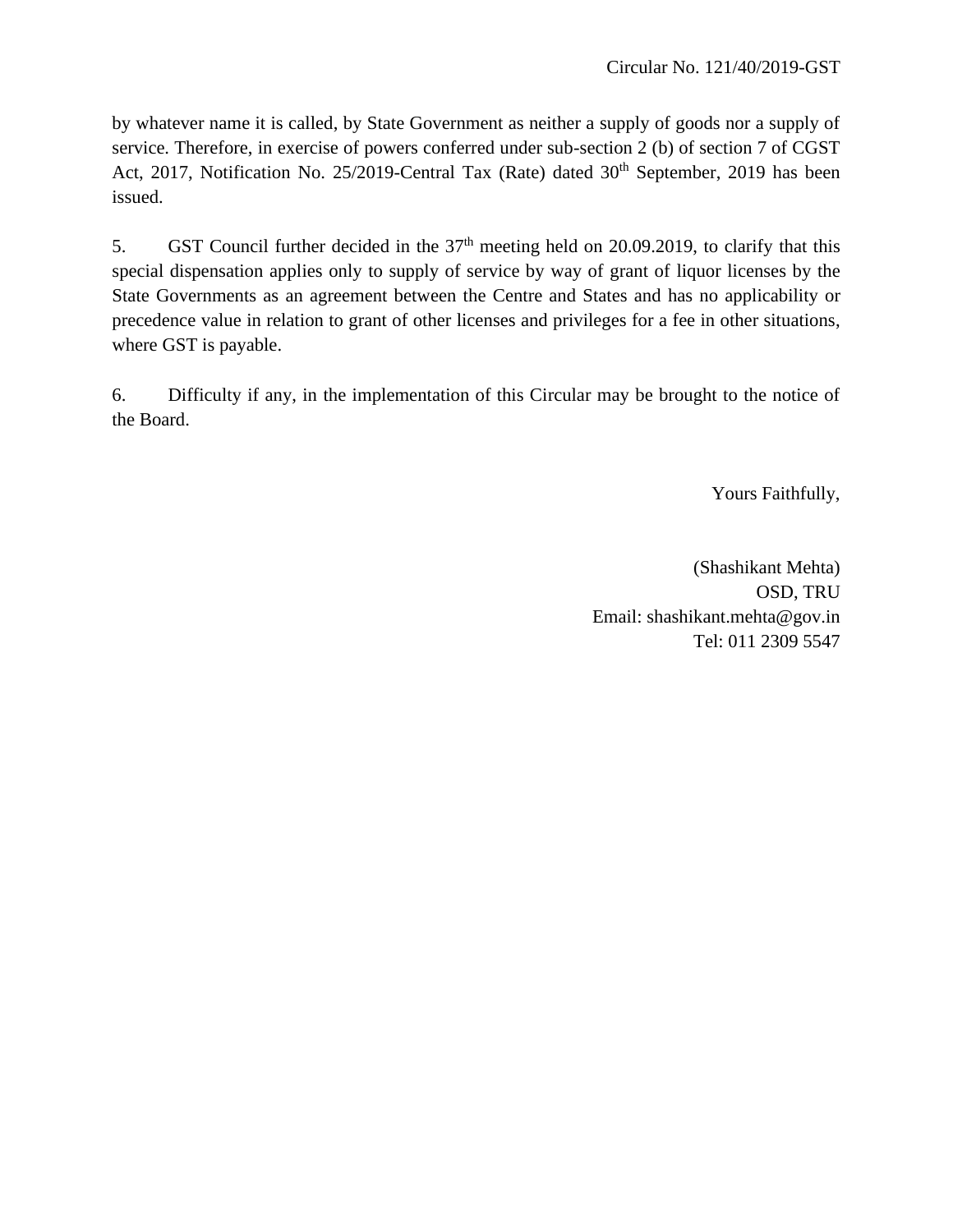by whatever name it is called, by State Government as neither a supply of goods nor a supply of service. Therefore, in exercise of powers conferred under sub-section 2 (b) of section 7 of CGST Act, 2017, Notification No. 25/2019-Central Tax (Rate) dated 30th September, 2019 has been issued.

5. GST Council further decided in the 37th meeting held on 20.09.2019, to clarify that this special dispensation applies only to supply of service by way of grant of liquor licenses by the State Governments as an agreement between the Centre and States and has no applicability or precedence value in relation to grant of other licenses and privileges for a fee in other situations, where GST is payable.

6. Difficulty if any, in the implementation of this Circular may be brought to the notice of the Board.

Yours Faithfully,

(Shashikant Mehta)
OSD, TRU
Email: shashikant.mehta@gov.in
Tel: 011 2309 5547